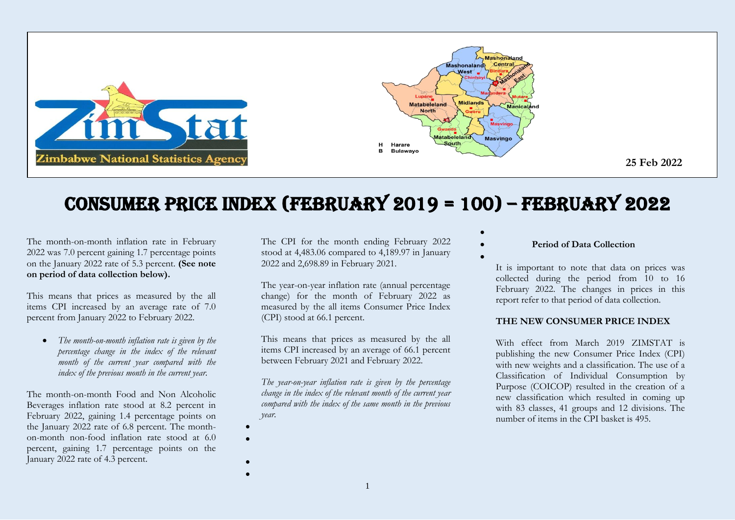Zimbabwe National Statistics Agency

25 Feb 2022

# CONSUMER PRICE INDEX (FEBRUARY 2019 = 100) – FEBRUARY 2022

The month-on-month inflation rate in February 2022 was 7.0 percent gaining 1.7 percentage points on the January 2022 rate of 5.3 percent. **(See note on period of data collection below).**

This means that prices as measured by the all items CPI increased by an average rate of 7.0 percent from January 2022 to February 2022.

- *The month-on-month inflation rate is given by the percentage change in the index of the relevant month of the current year compared with the index of the previous month in the current year.*

The month-on-month Food and Non Alcoholic Beverages inflation rate stood at 8.2 percent in February 2022, gaining 1.4 percentage points on the January 2022 rate of 6.8 percent. The month-on-month non-food inflation rate stood at 6.0 percent, gaining 1.7 percentage points on the January 2022 rate of 4.3 percent.

The CPI for the month ending February 2022 stood at 4,483.06 compared to 4,189.97 in January 2022 and 2,698.89 in February 2021.

The year-on-year inflation rate (annual percentage change) for the month of February 2022 as measured by the all items Consumer Price Index (CPI) stood at 66.1 percent.

This means that prices as measured by the all items CPI increased by an average of 66.1 percent between February 2021 and February 2022.

*The year-on-year inflation rate is given by the percentage change in the index of the relevant month of the current year compared with the index of the same month in the previous year.*

**Period of Data Collection**

It is important to note that data on prices was collected during the period from 10 to 16 February 2022. The changes in prices in this report refer to that period of data collection.

**THE NEW CONSUMER PRICE INDEX**

With effect from March 2019 ZIMSTAT is publishing the new Consumer Price Index (CPI) with new weights and a classification. The use of a Classification of Individual Consumption by Purpose (COICOP) resulted in the creation of a new classification which resulted in coming up with 83 classes, 41 groups and 12 divisions. The number of items in the CPI basket is 495.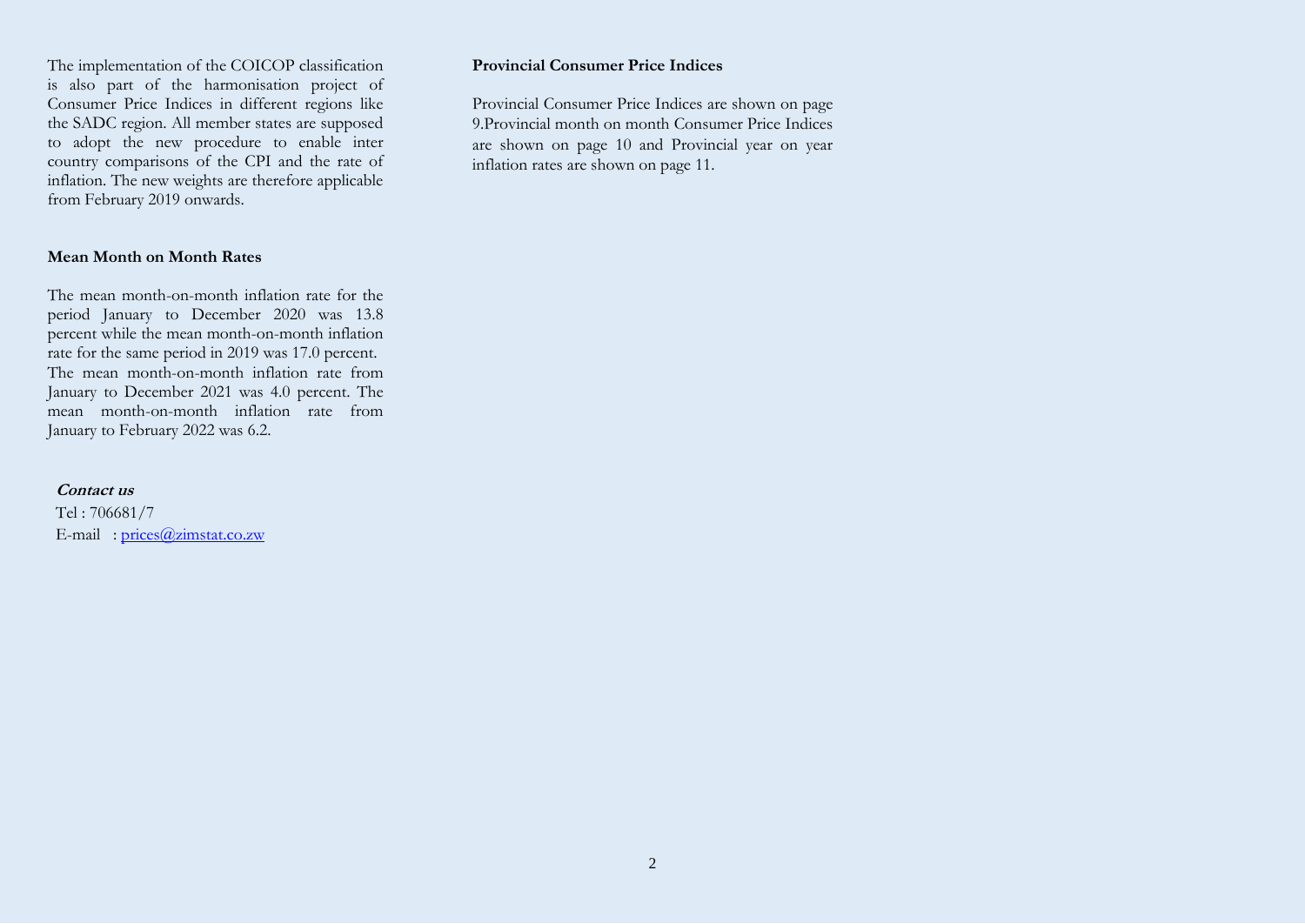The implementation of the COICOP classification is also part of the harmonisation project of Consumer Price Indices in different regions like the SADC region. All member states are supposed to adopt the new procedure to enable inter country comparisons of the CPI and the rate of inflation. The new weights are therefore applicable from February 2019 onwards.

**Mean Month on Month Rates**

The mean month-on-month inflation rate for the period January to December 2020 was 13.8 percent while the mean month-on-month inflation rate for the same period in 2019 was 17.0 percent. The mean month-on-month inflation rate from January to December 2021 was 4.0 percent. The mean month-on-month inflation rate from January to February 2022 was 6.2.

***Contact us***

Tel : 706681/7

E-mail : prices@zimstat.co.zw

**Provincial Consumer Price Indices**

Provincial Consumer Price Indices are shown on page 9.Provincial month on month Consumer Price Indices are shown on page 10 and Provincial year on year inflation rates are shown on page 11.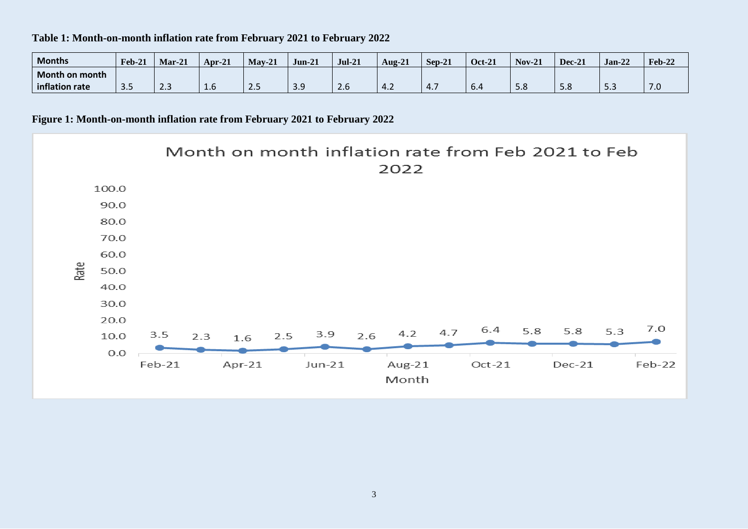**Table 1: Month-on-month inflation rate from February 2021 to February 2022**

| Months | Feb-21 | Mar-21 | Apr-21 | May-21 | Jun-21 | Jul-21 | Aug-21 | Sep-21 | Oct-21 | Nov-21 | Dec-21 | Jan-22 | Feb-22 |
|---|---|---|---|---|---|---|---|---|---|---|---|---|---|
| Month on month inflation rate | 3.5 | 2.3 | 1.6 | 2.5 | 3.9 | 2.6 | 4.2 | 4.7 | 6.4 | 5.8 | 5.8 | 5.3 | 7.0 |

**Figure 1: Month-on-month inflation rate from February 2021 to February 2022**

Month on month inflation rate from Feb 2021 to Feb 2022

Rate

100.0
90.0
80.0
70.0
60.0
50.0
40.0
30.0
20.0
10.0
0.0

3.5 2.3 1.6 2.5 3.9 2.6 4.2 4.7 6.4 5.8 5.8 5.3 7.0

Feb-21 Apr-21 Jun-21 Aug-21 Oct-21 Dec-21 Feb-22

Month